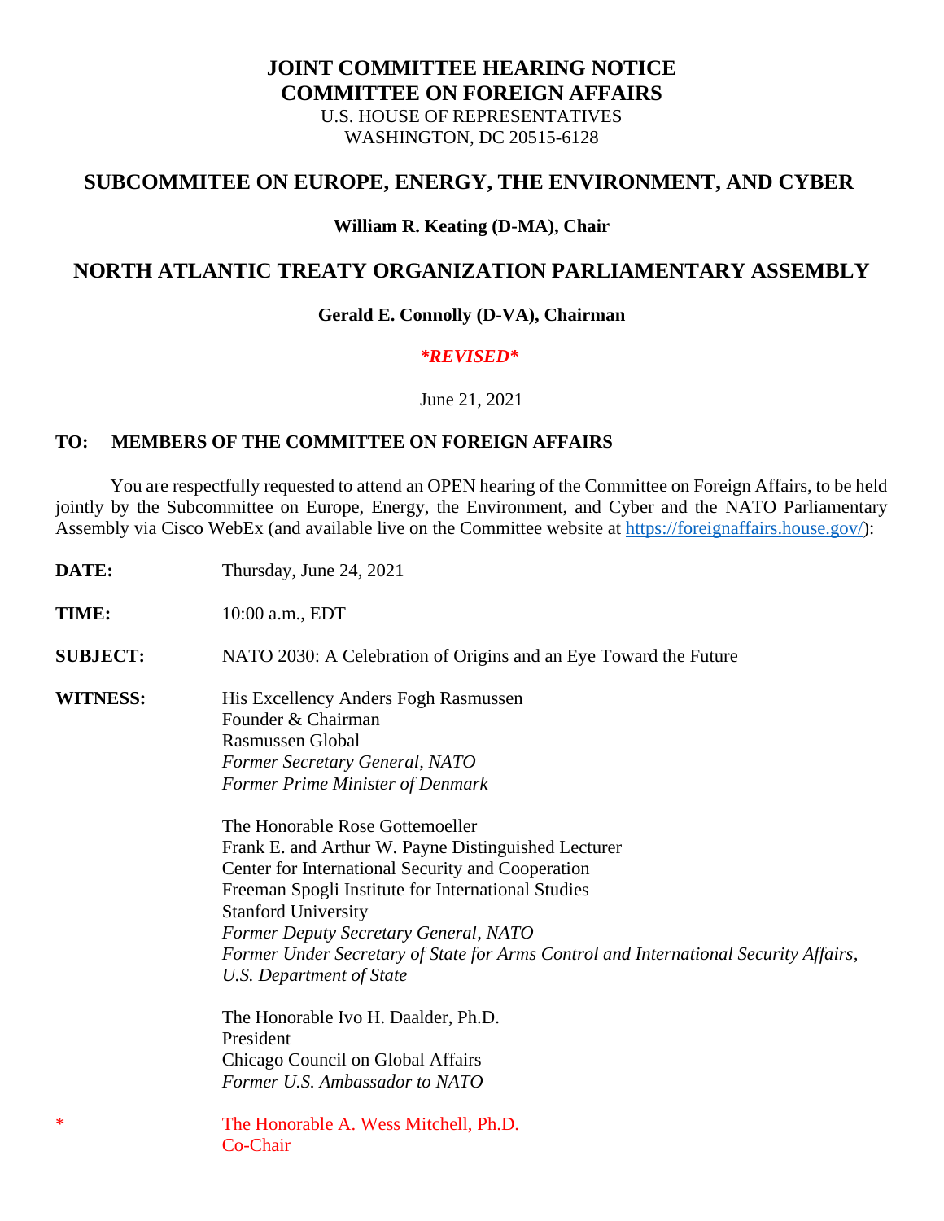# JOINT COMMITTEE HEARING NOTICE
# COMMITTEE ON FOREIGN AFFAIRS

U.S. HOUSE OF REPRESENTATIVES
WASHINGTON, DC 20515-6128

## SUBCOMMITEE ON EUROPE, ENERGY, THE ENVIRONMENT, AND CYBER

**William R. Keating (D-MA), Chair**

## NORTH ATLANTIC TREATY ORGANIZATION PARLIAMENTARY ASSEMBLY

**Gerald E. Connolly (D-VA), Chairman**

***REVISED***

June 21, 2021

**TO: MEMBERS OF THE COMMITTEE ON FOREIGN AFFAIRS**

You are respectfully requested to attend an OPEN hearing of the Committee on Foreign Affairs, to be held jointly by the Subcommittee on Europe, Energy, the Environment, and Cyber and the NATO Parliamentary Assembly via Cisco WebEx (and available live on the Committee website at https://foreignaffairs.house.gov/):

**DATE:** Thursday, June 24, 2021

**TIME:** 10:00 a.m., EDT

**SUBJECT:** NATO 2030: A Celebration of Origins and an Eye Toward the Future

**WITNESS:**

His Excellency Anders Fogh Rasmussen
Founder & Chairman
Rasmussen Global
*Former Secretary General, NATO*
*Former Prime Minister of Denmark*

The Honorable Rose Gottemoeller
Frank E. and Arthur W. Payne Distinguished Lecturer
Center for International Security and Cooperation
Freeman Spogli Institute for International Studies
Stanford University
*Former Deputy Secretary General, NATO*
*Former Under Secretary of State for Arms Control and International Security Affairs, U.S. Department of State*

The Honorable Ivo H. Daalder, Ph.D.
President
Chicago Council on Global Affairs
*Former U.S. Ambassador to NATO*

\* The Honorable A. Wess Mitchell, Ph.D.
Co-Chair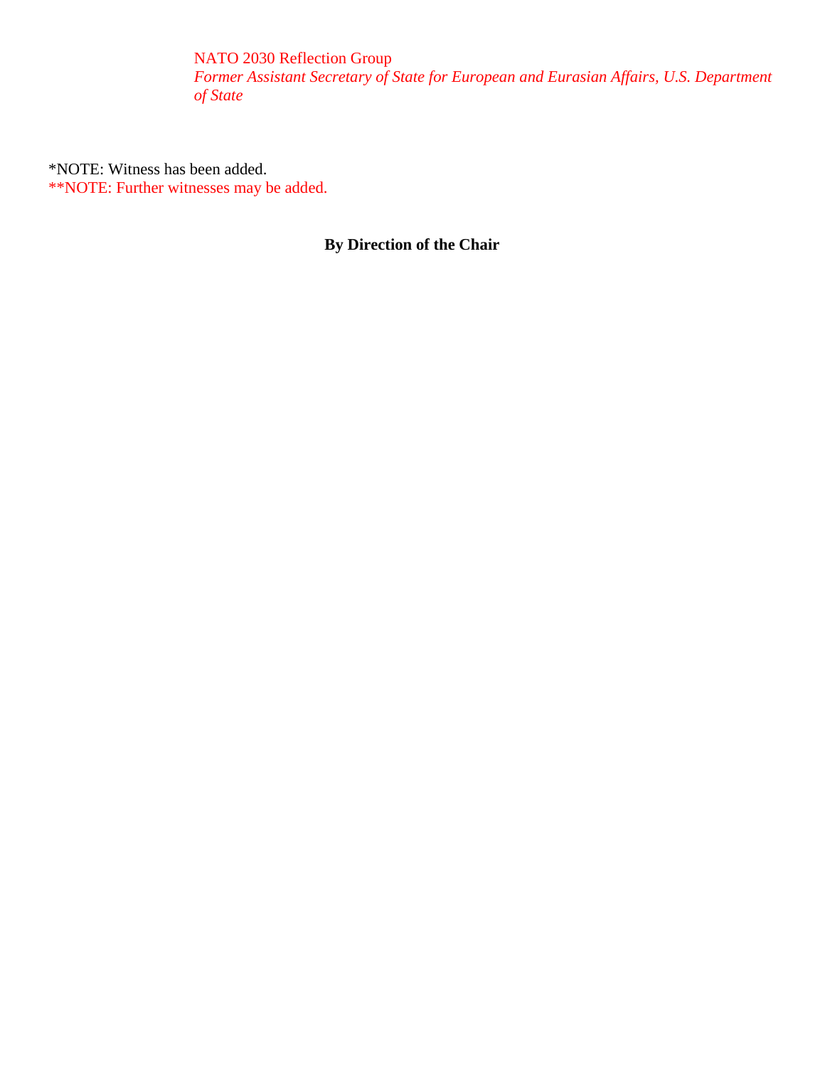NATO 2030 Reflection Group
*Former Assistant Secretary of State for European and Eurasian Affairs, U.S. Department of State*

*NOTE: Witness has been added.
**NOTE: Further witnesses may be added.

**By Direction of the Chair**